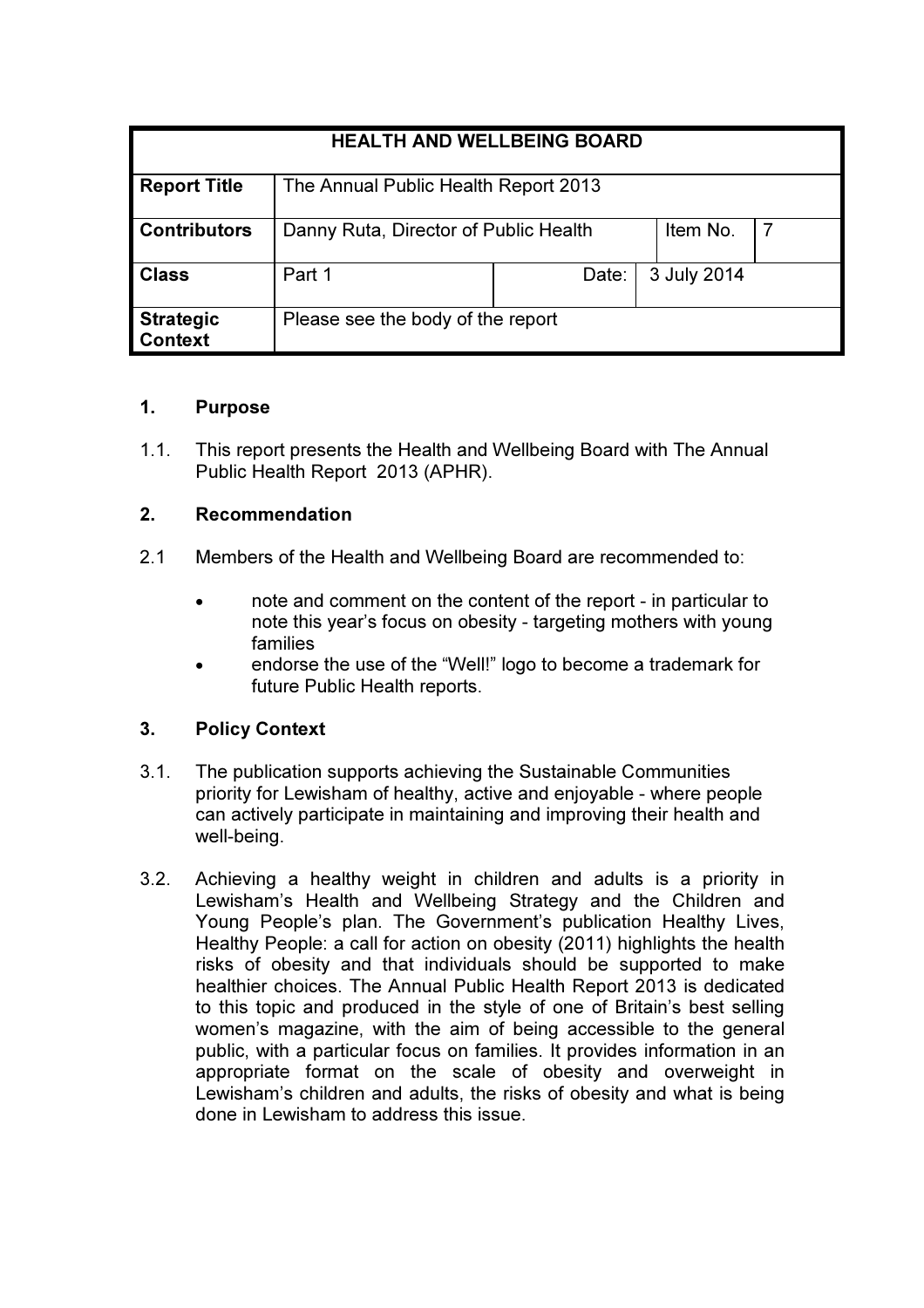| HEALTH AND WELLBEING BOARD | | | | | |
|---|---|---|---|---|---|
| **Report Title** | The Annual Public Health Report 2013 | | | | |
| **Contributors** | Danny Ruta, Director of Public Health | | | Item No. | 7 |
| **Class** | Part 1 | Date: | 3 July 2014 | | |
| **Strategic Context** | Please see the body of the report | | | | |

## 1. Purpose

1.1. This report presents the Health and Wellbeing Board with The Annual Public Health Report 2013 (APHR).

## 2. Recommendation

2.1 Members of the Health and Wellbeing Board are recommended to:

- note and comment on the content of the report - in particular to note this year's focus on obesity - targeting mothers with young families
- endorse the use of the "Well!" logo to become a trademark for future Public Health reports.

## 3. Policy Context

3.1. The publication supports achieving the Sustainable Communities priority for Lewisham of healthy, active and enjoyable - where people can actively participate in maintaining and improving their health and well-being.

3.2. Achieving a healthy weight in children and adults is a priority in Lewisham's Health and Wellbeing Strategy and the Children and Young People's plan. The Government's publication Healthy Lives, Healthy People: a call for action on obesity (2011) highlights the health risks of obesity and that individuals should be supported to make healthier choices. The Annual Public Health Report 2013 is dedicated to this topic and produced in the style of one of Britain's best selling women's magazine, with the aim of being accessible to the general public, with a particular focus on families. It provides information in an appropriate format on the scale of obesity and overweight in Lewisham's children and adults, the risks of obesity and what is being done in Lewisham to address this issue.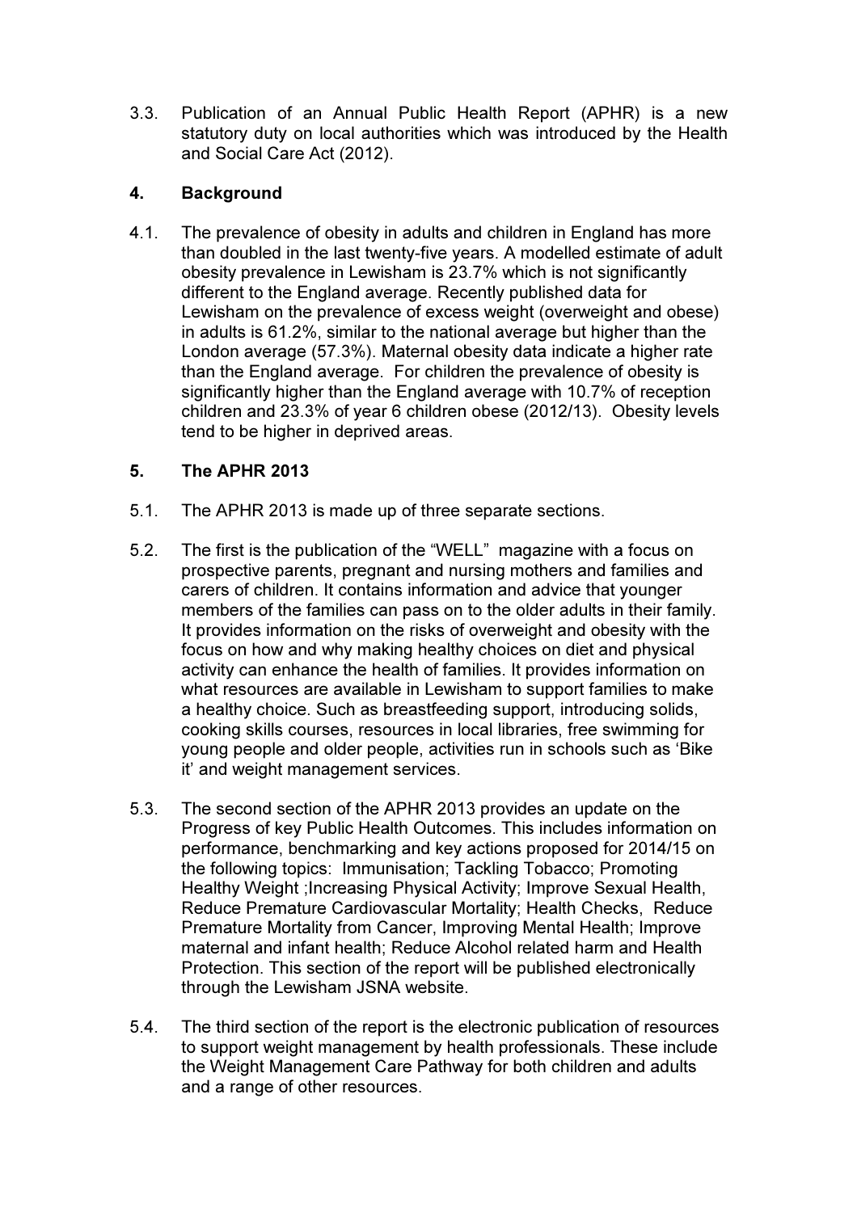3.3. Publication of an Annual Public Health Report (APHR) is a new statutory duty on local authorities which was introduced by the Health and Social Care Act (2012).

## 4. Background

4.1. The prevalence of obesity in adults and children in England has more than doubled in the last twenty-five years. A modelled estimate of adult obesity prevalence in Lewisham is 23.7% which is not significantly different to the England average. Recently published data for Lewisham on the prevalence of excess weight (overweight and obese) in adults is 61.2%, similar to the national average but higher than the London average (57.3%). Maternal obesity data indicate a higher rate than the England average. For children the prevalence of obesity is significantly higher than the England average with 10.7% of reception children and 23.3% of year 6 children obese (2012/13). Obesity levels tend to be higher in deprived areas.

## 5. The APHR 2013

5.1. The APHR 2013 is made up of three separate sections.

5.2. The first is the publication of the "WELL" magazine with a focus on prospective parents, pregnant and nursing mothers and families and carers of children. It contains information and advice that younger members of the families can pass on to the older adults in their family. It provides information on the risks of overweight and obesity with the focus on how and why making healthy choices on diet and physical activity can enhance the health of families. It provides information on what resources are available in Lewisham to support families to make a healthy choice. Such as breastfeeding support, introducing solids, cooking skills courses, resources in local libraries, free swimming for young people and older people, activities run in schools such as 'Bike it' and weight management services.

5.3. The second section of the APHR 2013 provides an update on the Progress of key Public Health Outcomes. This includes information on performance, benchmarking and key actions proposed for 2014/15 on the following topics: Immunisation; Tackling Tobacco; Promoting Healthy Weight ;Increasing Physical Activity; Improve Sexual Health, Reduce Premature Cardiovascular Mortality; Health Checks, Reduce Premature Mortality from Cancer, Improving Mental Health; Improve maternal and infant health; Reduce Alcohol related harm and Health Protection. This section of the report will be published electronically through the Lewisham JSNA website.

5.4. The third section of the report is the electronic publication of resources to support weight management by health professionals. These include the Weight Management Care Pathway for both children and adults and a range of other resources.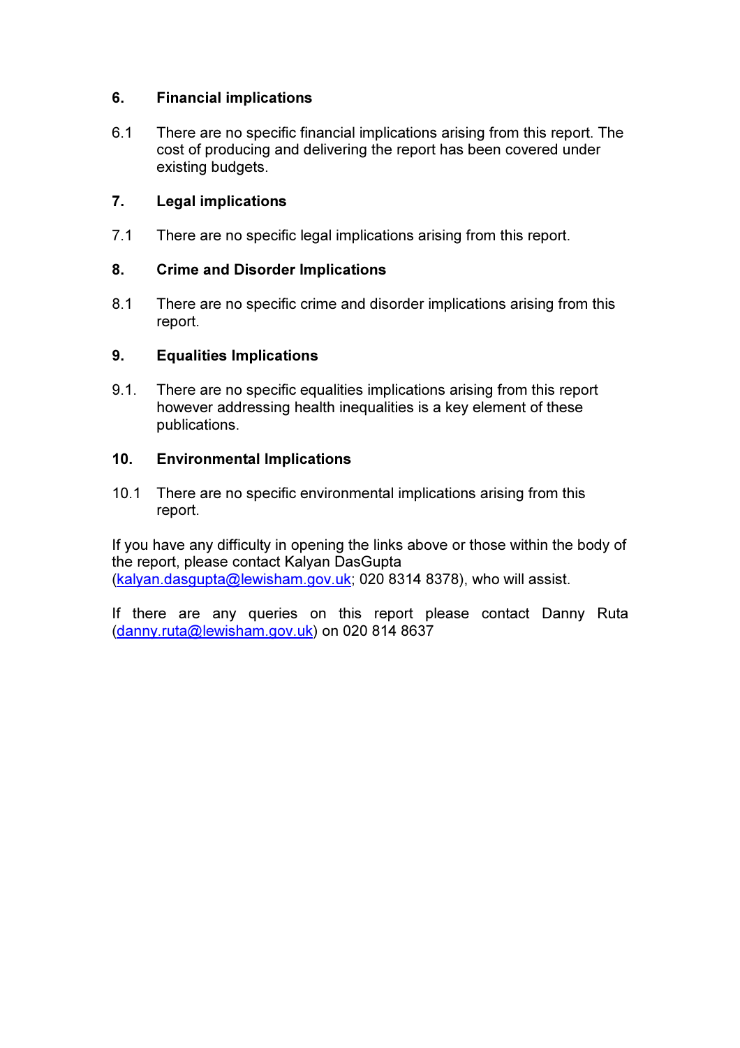## 6. Financial implications

6.1 There are no specific financial implications arising from this report. The cost of producing and delivering the report has been covered under existing budgets.

## 7. Legal implications

7.1 There are no specific legal implications arising from this report.

## 8. Crime and Disorder Implications

8.1 There are no specific crime and disorder implications arising from this report.

## 9. Equalities Implications

9.1. There are no specific equalities implications arising from this report however addressing health inequalities is a key element of these publications.

## 10. Environmental Implications

10.1 There are no specific environmental implications arising from this report.

If you have any difficulty in opening the links above or those within the body of the report, please contact Kalyan DasGupta (kalyan.dasgupta@lewisham.gov.uk; 020 8314 8378), who will assist.

If there are any queries on this report please contact Danny Ruta (danny.ruta@lewisham.gov.uk) on 020 814 8637